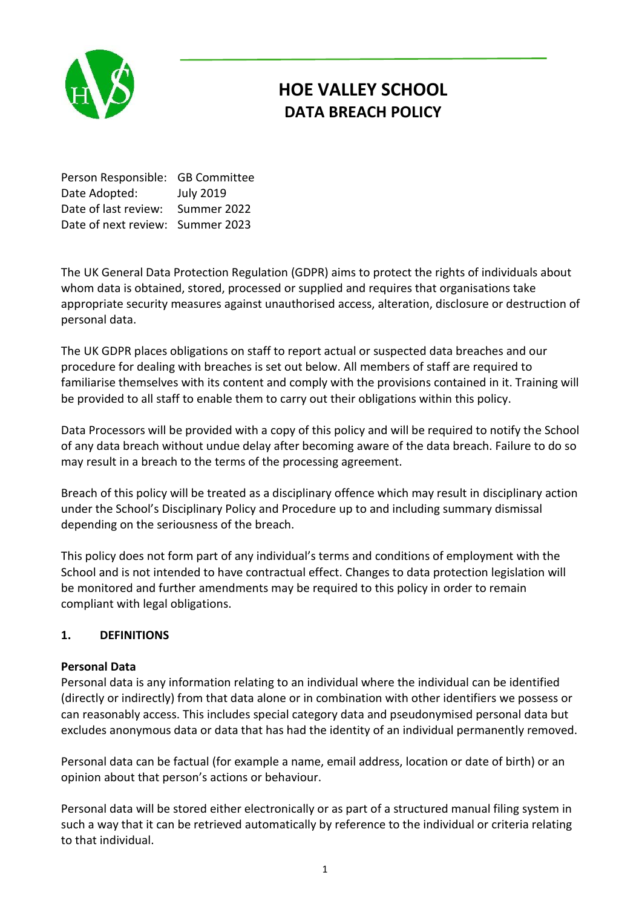# HOE VALLEY SCHOOL
## DATA BREACH POLICY

Person Responsible: GB Committee
Date Adopted: July 2019
Date of last review: Summer 2022
Date of next review: Summer 2023

The UK General Data Protection Regulation (GDPR) aims to protect the rights of individuals about whom data is obtained, stored, processed or supplied and requires that organisations take appropriate security measures against unauthorised access, alteration, disclosure or destruction of personal data.

The UK GDPR places obligations on staff to report actual or suspected data breaches and our procedure for dealing with breaches is set out below. All members of staff are required to familiarise themselves with its content and comply with the provisions contained in it. Training will be provided to all staff to enable them to carry out their obligations within this policy.

Data Processors will be provided with a copy of this policy and will be required to notify the School of any data breach without undue delay after becoming aware of the data breach. Failure to do so may result in a breach to the terms of the processing agreement.

Breach of this policy will be treated as a disciplinary offence which may result in disciplinary action under the School's Disciplinary Policy and Procedure up to and including summary dismissal depending on the seriousness of the breach.

This policy does not form part of any individual's terms and conditions of employment with the School and is not intended to have contractual effect. Changes to data protection legislation will be monitored and further amendments may be required to this policy in order to remain compliant with legal obligations.

### 1. DEFINITIONS

**Personal Data**
Personal data is any information relating to an individual where the individual can be identified (directly or indirectly) from that data alone or in combination with other identifiers we possess or can reasonably access. This includes special category data and pseudonymised personal data but excludes anonymous data or data that has had the identity of an individual permanently removed.

Personal data can be factual (for example a name, email address, location or date of birth) or an opinion about that person's actions or behaviour.

Personal data will be stored either electronically or as part of a structured manual filing system in such a way that it can be retrieved automatically by reference to the individual or criteria relating to that individual.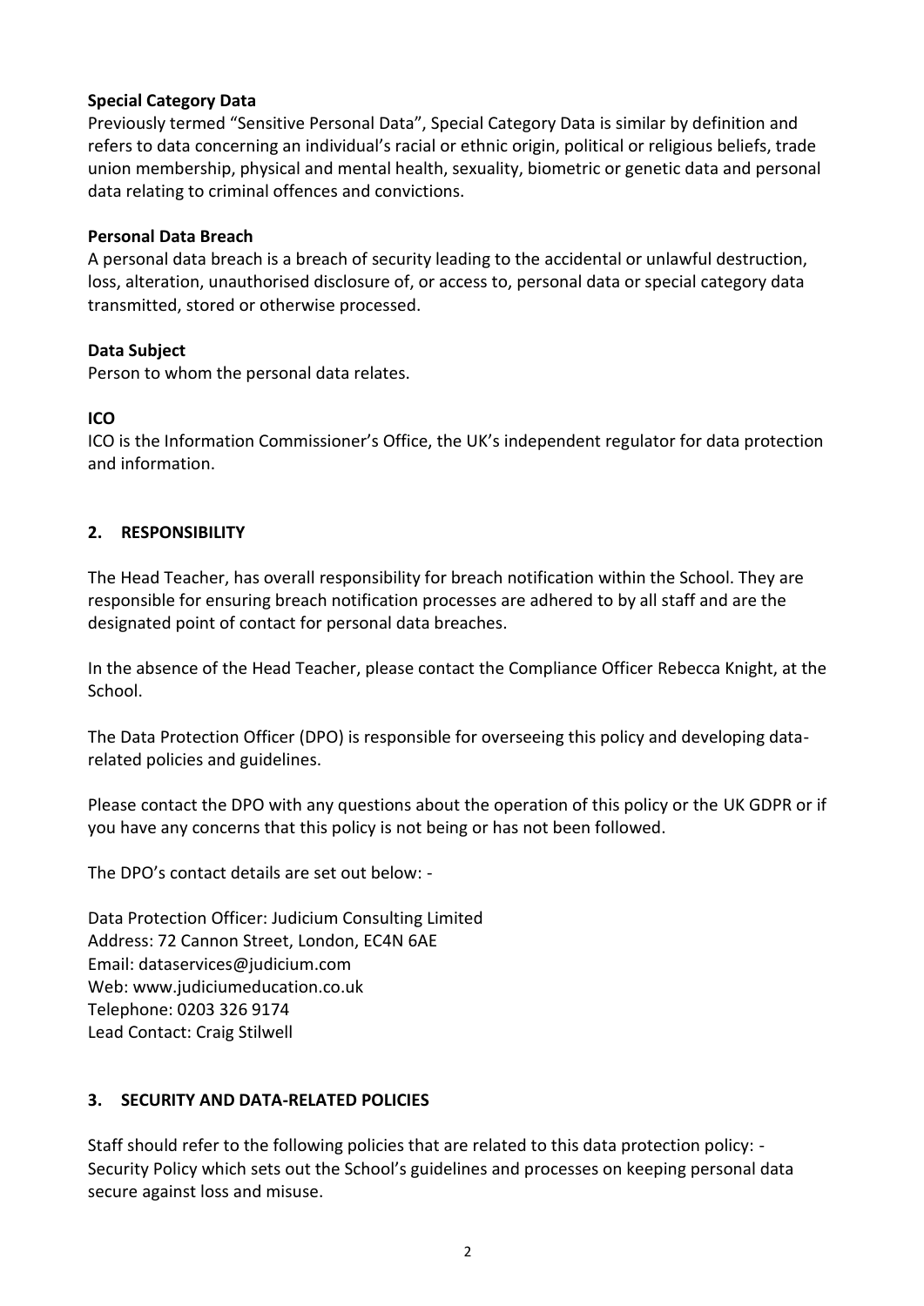**Special Category Data**
Previously termed "Sensitive Personal Data", Special Category Data is similar by definition and refers to data concerning an individual's racial or ethnic origin, political or religious beliefs, trade union membership, physical and mental health, sexuality, biometric or genetic data and personal data relating to criminal offences and convictions.

**Personal Data Breach**
A personal data breach is a breach of security leading to the accidental or unlawful destruction, loss, alteration, unauthorised disclosure of, or access to, personal data or special category data transmitted, stored or otherwise processed.

**Data Subject**
Person to whom the personal data relates.

**ICO**
ICO is the Information Commissioner's Office, the UK's independent regulator for data protection and information.

## 2. RESPONSIBILITY

The Head Teacher, has overall responsibility for breach notification within the School. They are responsible for ensuring breach notification processes are adhered to by all staff and are the designated point of contact for personal data breaches.

In the absence of the Head Teacher, please contact the Compliance Officer Rebecca Knight, at the School.

The Data Protection Officer (DPO) is responsible for overseeing this policy and developing data-related policies and guidelines.

Please contact the DPO with any questions about the operation of this policy or the UK GDPR or if you have any concerns that this policy is not being or has not been followed.

The DPO's contact details are set out below: -

Data Protection Officer: Judicium Consulting Limited
Address: 72 Cannon Street, London, EC4N 6AE
Email: dataservices@judicium.com
Web: www.judiciumeducation.co.uk
Telephone: 0203 326 9174
Lead Contact: Craig Stilwell

## 3. SECURITY AND DATA-RELATED POLICIES

Staff should refer to the following policies that are related to this data protection policy: -
Security Policy which sets out the School's guidelines and processes on keeping personal data secure against loss and misuse.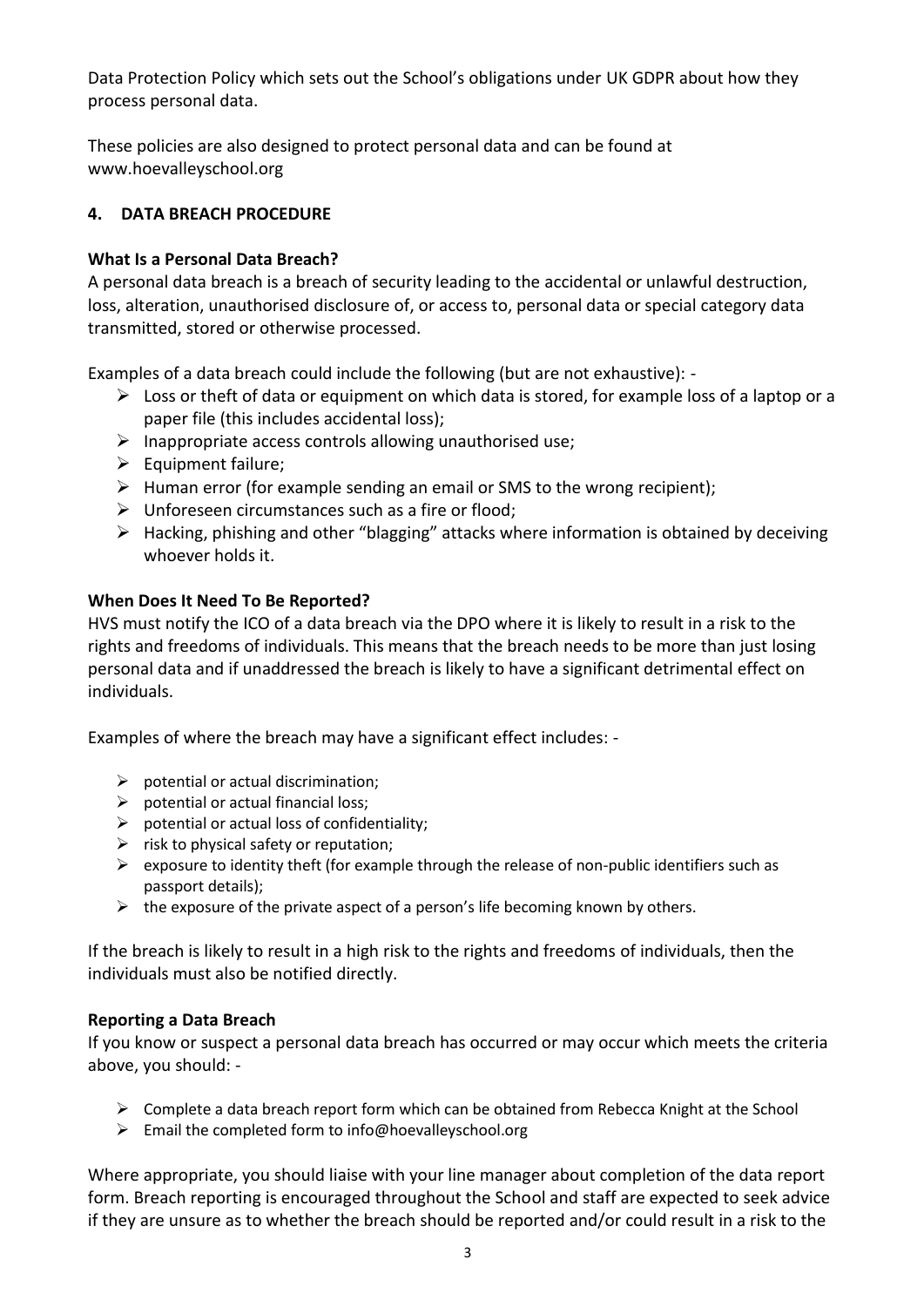Data Protection Policy which sets out the School's obligations under UK GDPR about how they process personal data.

These policies are also designed to protect personal data and can be found at www.hoevalleyschool.org

## 4. DATA BREACH PROCEDURE

**What Is a Personal Data Breach?**

A personal data breach is a breach of security leading to the accidental or unlawful destruction, loss, alteration, unauthorised disclosure of, or access to, personal data or special category data transmitted, stored or otherwise processed.

Examples of a data breach could include the following (but are not exhaustive): -

- Loss or theft of data or equipment on which data is stored, for example loss of a laptop or a paper file (this includes accidental loss);
- Inappropriate access controls allowing unauthorised use;
- Equipment failure;
- Human error (for example sending an email or SMS to the wrong recipient);
- Unforeseen circumstances such as a fire or flood;
- Hacking, phishing and other "blagging" attacks where information is obtained by deceiving whoever holds it.

**When Does It Need To Be Reported?**

HVS must notify the ICO of a data breach via the DPO where it is likely to result in a risk to the rights and freedoms of individuals. This means that the breach needs to be more than just losing personal data and if unaddressed the breach is likely to have a significant detrimental effect on individuals.

Examples of where the breach may have a significant effect includes: -

- potential or actual discrimination;
- potential or actual financial loss;
- potential or actual loss of confidentiality;
- risk to physical safety or reputation;
- exposure to identity theft (for example through the release of non-public identifiers such as passport details);
- the exposure of the private aspect of a person's life becoming known by others.

If the breach is likely to result in a high risk to the rights and freedoms of individuals, then the individuals must also be notified directly.

**Reporting a Data Breach**

If you know or suspect a personal data breach has occurred or may occur which meets the criteria above, you should: -

- Complete a data breach report form which can be obtained from Rebecca Knight at the School
- Email the completed form to info@hoevalleyschool.org

Where appropriate, you should liaise with your line manager about completion of the data report form. Breach reporting is encouraged throughout the School and staff are expected to seek advice if they are unsure as to whether the breach should be reported and/or could result in a risk to the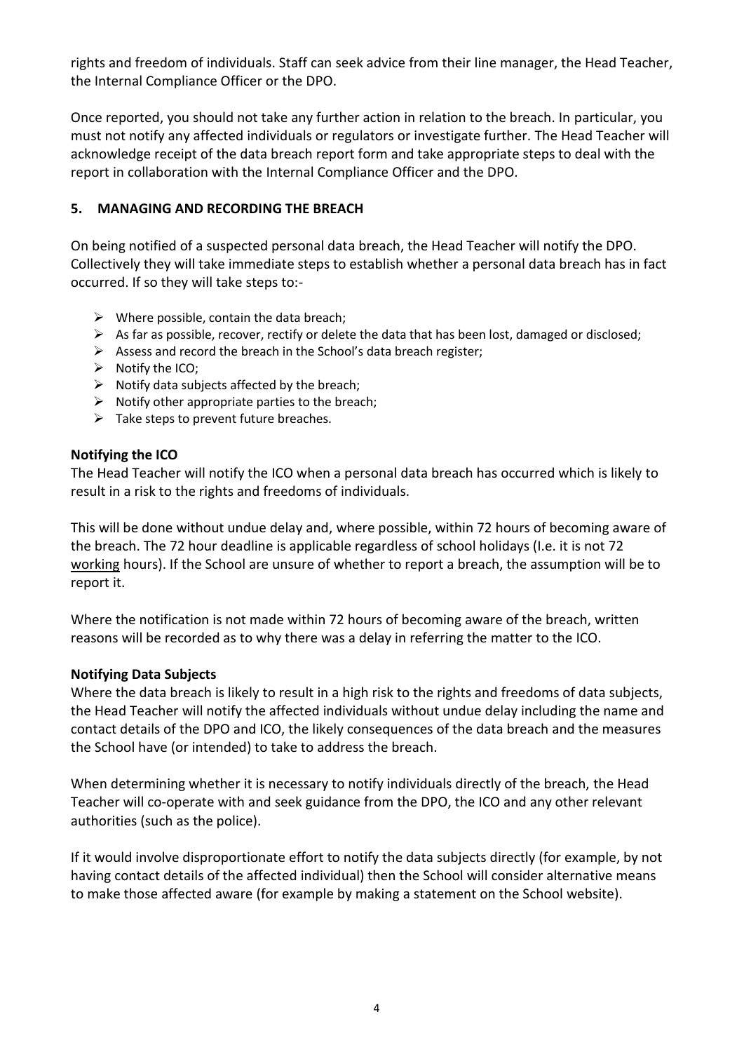rights and freedom of individuals. Staff can seek advice from their line manager, the Head Teacher, the Internal Compliance Officer or the DPO.

Once reported, you should not take any further action in relation to the breach. In particular, you must not notify any affected individuals or regulators or investigate further. The Head Teacher will acknowledge receipt of the data breach report form and take appropriate steps to deal with the report in collaboration with the Internal Compliance Officer and the DPO.

## 5. MANAGING AND RECORDING THE BREACH

On being notified of a suspected personal data breach, the Head Teacher will notify the DPO. Collectively they will take immediate steps to establish whether a personal data breach has in fact occurred. If so they will take steps to:-

- Where possible, contain the data breach;
- As far as possible, recover, rectify or delete the data that has been lost, damaged or disclosed;
- Assess and record the breach in the School's data breach register;
- Notify the ICO;
- Notify data subjects affected by the breach;
- Notify other appropriate parties to the breach;
- Take steps to prevent future breaches.

**Notifying the ICO**

The Head Teacher will notify the ICO when a personal data breach has occurred which is likely to result in a risk to the rights and freedoms of individuals.

This will be done without undue delay and, where possible, within 72 hours of becoming aware of the breach. The 72 hour deadline is applicable regardless of school holidays (I.e. it is not 72 working hours). If the School are unsure of whether to report a breach, the assumption will be to report it.

Where the notification is not made within 72 hours of becoming aware of the breach, written reasons will be recorded as to why there was a delay in referring the matter to the ICO.

**Notifying Data Subjects**

Where the data breach is likely to result in a high risk to the rights and freedoms of data subjects, the Head Teacher will notify the affected individuals without undue delay including the name and contact details of the DPO and ICO, the likely consequences of the data breach and the measures the School have (or intended) to take to address the breach.

When determining whether it is necessary to notify individuals directly of the breach, the Head Teacher will co-operate with and seek guidance from the DPO, the ICO and any other relevant authorities (such as the police).

If it would involve disproportionate effort to notify the data subjects directly (for example, by not having contact details of the affected individual) then the School will consider alternative means to make those affected aware (for example by making a statement on the School website).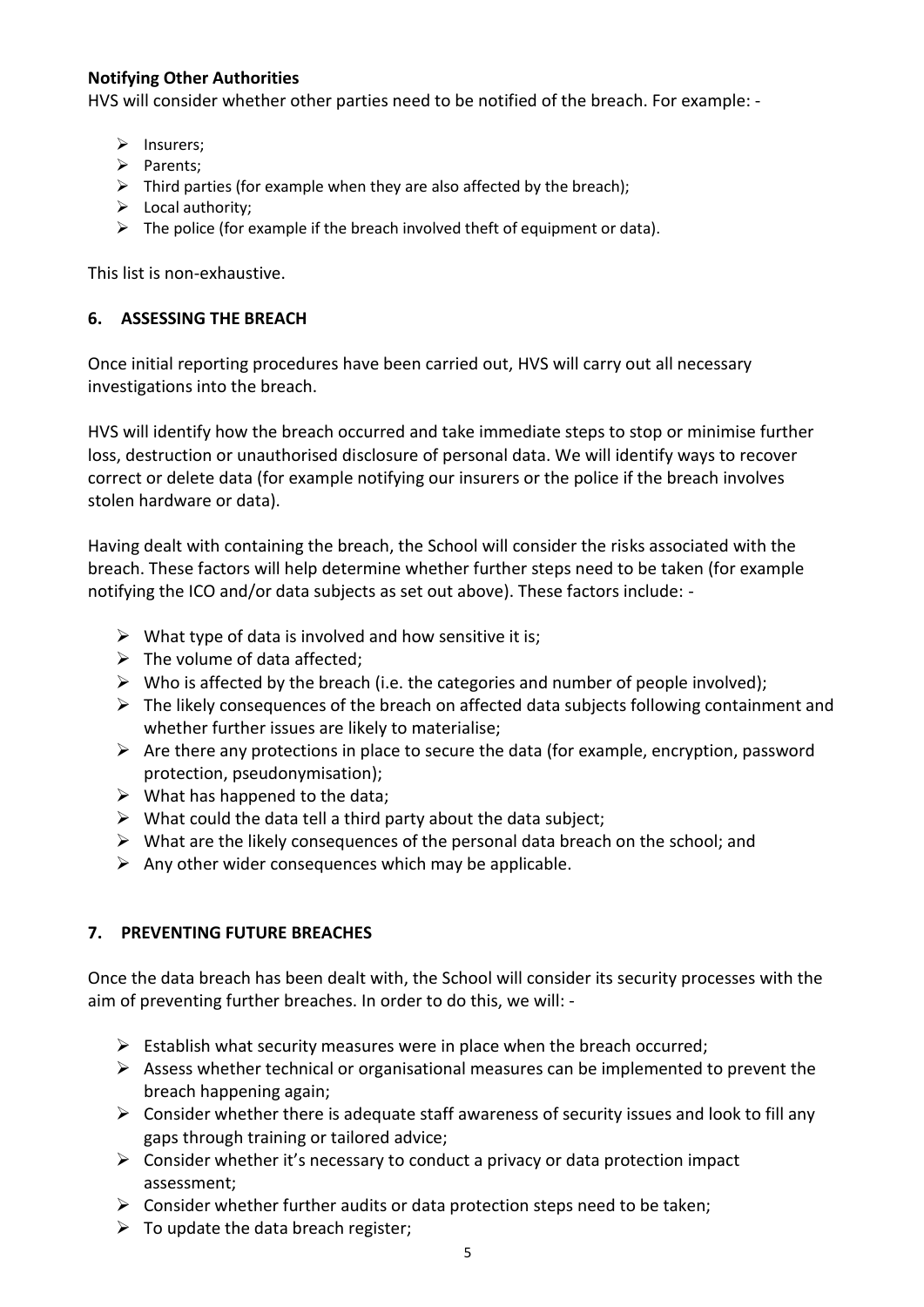**Notifying Other Authorities**

HVS will consider whether other parties need to be notified of the breach. For example: -

- Insurers;
- Parents;
- Third parties (for example when they are also affected by the breach);
- Local authority;
- The police (for example if the breach involved theft of equipment or data).

This list is non-exhaustive.

## 6. ASSESSING THE BREACH

Once initial reporting procedures have been carried out, HVS will carry out all necessary investigations into the breach.

HVS will identify how the breach occurred and take immediate steps to stop or minimise further loss, destruction or unauthorised disclosure of personal data. We will identify ways to recover correct or delete data (for example notifying our insurers or the police if the breach involves stolen hardware or data).

Having dealt with containing the breach, the School will consider the risks associated with the breach. These factors will help determine whether further steps need to be taken (for example notifying the ICO and/or data subjects as set out above). These factors include: -

- What type of data is involved and how sensitive it is;
- The volume of data affected;
- Who is affected by the breach (i.e. the categories and number of people involved);
- The likely consequences of the breach on affected data subjects following containment and whether further issues are likely to materialise;
- Are there any protections in place to secure the data (for example, encryption, password protection, pseudonymisation);
- What has happened to the data;
- What could the data tell a third party about the data subject;
- What are the likely consequences of the personal data breach on the school; and
- Any other wider consequences which may be applicable.

## 7. PREVENTING FUTURE BREACHES

Once the data breach has been dealt with, the School will consider its security processes with the aim of preventing further breaches. In order to do this, we will: -

- Establish what security measures were in place when the breach occurred;
- Assess whether technical or organisational measures can be implemented to prevent the breach happening again;
- Consider whether there is adequate staff awareness of security issues and look to fill any gaps through training or tailored advice;
- Consider whether it's necessary to conduct a privacy or data protection impact assessment;
- Consider whether further audits or data protection steps need to be taken;
- To update the data breach register;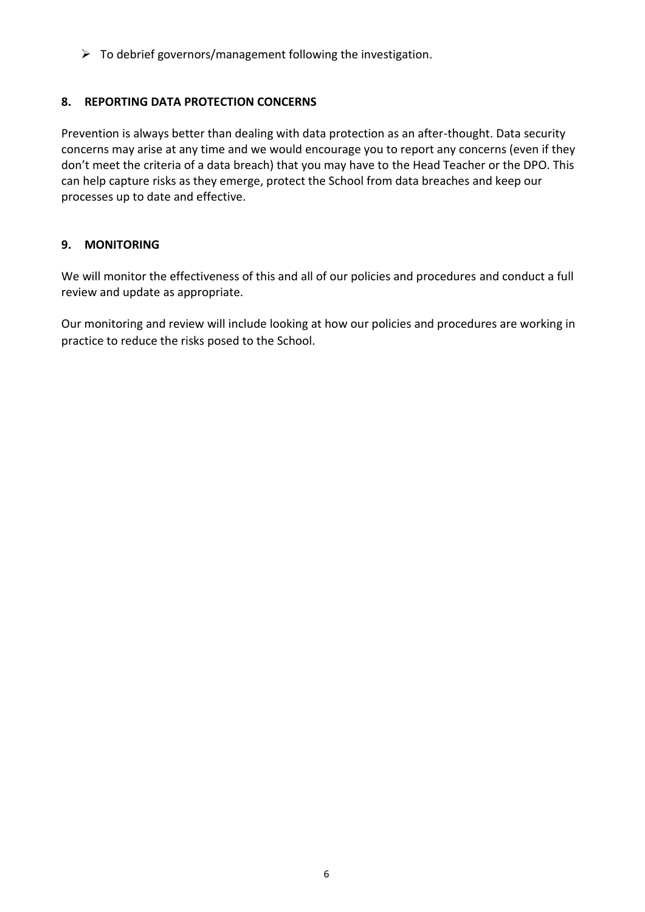- To debrief governors/management following the investigation.

## 8. REPORTING DATA PROTECTION CONCERNS

Prevention is always better than dealing with data protection as an after-thought. Data security concerns may arise at any time and we would encourage you to report any concerns (even if they don't meet the criteria of a data breach) that you may have to the Head Teacher or the DPO. This can help capture risks as they emerge, protect the School from data breaches and keep our processes up to date and effective.

## 9. MONITORING

We will monitor the effectiveness of this and all of our policies and procedures and conduct a full review and update as appropriate.

Our monitoring and review will include looking at how our policies and procedures are working in practice to reduce the risks posed to the School.